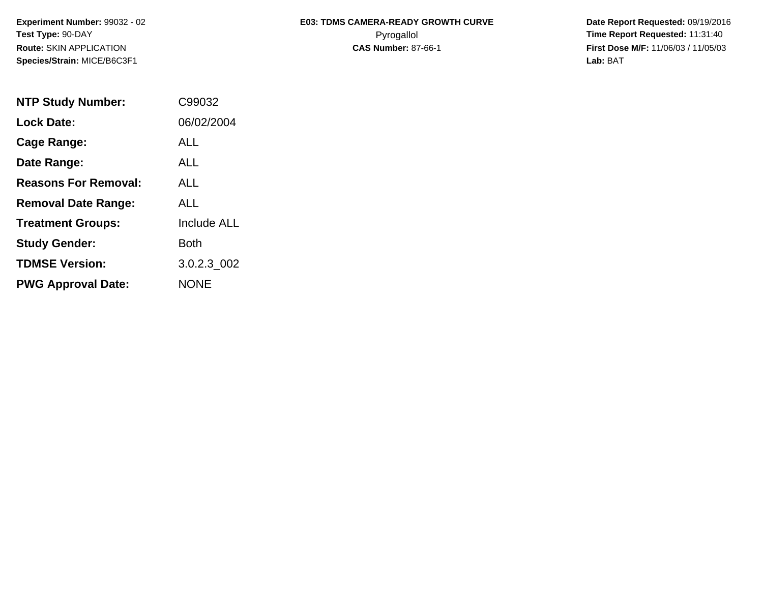**Experiment Number:** 99032 - 02
**Test Type:** 90-DAY
**Route:** SKIN APPLICATION
**Species/Strain:** MICE/B6C3F1

**E03: TDMS CAMERA-READY GROWTH CURVE**
Pyrogallol
**CAS Number:** 87-66-1

**Date Report Requested:** 09/19/2016
**Time Report Requested:** 11:31:40
**First Dose M/F:** 11/06/03 / 11/05/03
**Lab:** BAT

| | |
|---|---|
| **NTP Study Number:** | C99032 |
| **Lock Date:** | 06/02/2004 |
| **Cage Range:** | ALL |
| **Date Range:** | ALL |
| **Reasons For Removal:** | ALL |
| **Removal Date Range:** | ALL |
| **Treatment Groups:** | Include ALL |
| **Study Gender:** | Both |
| **TDMSE Version:** | 3.0.2.3_002 |
| **PWG Approval Date:** | NONE |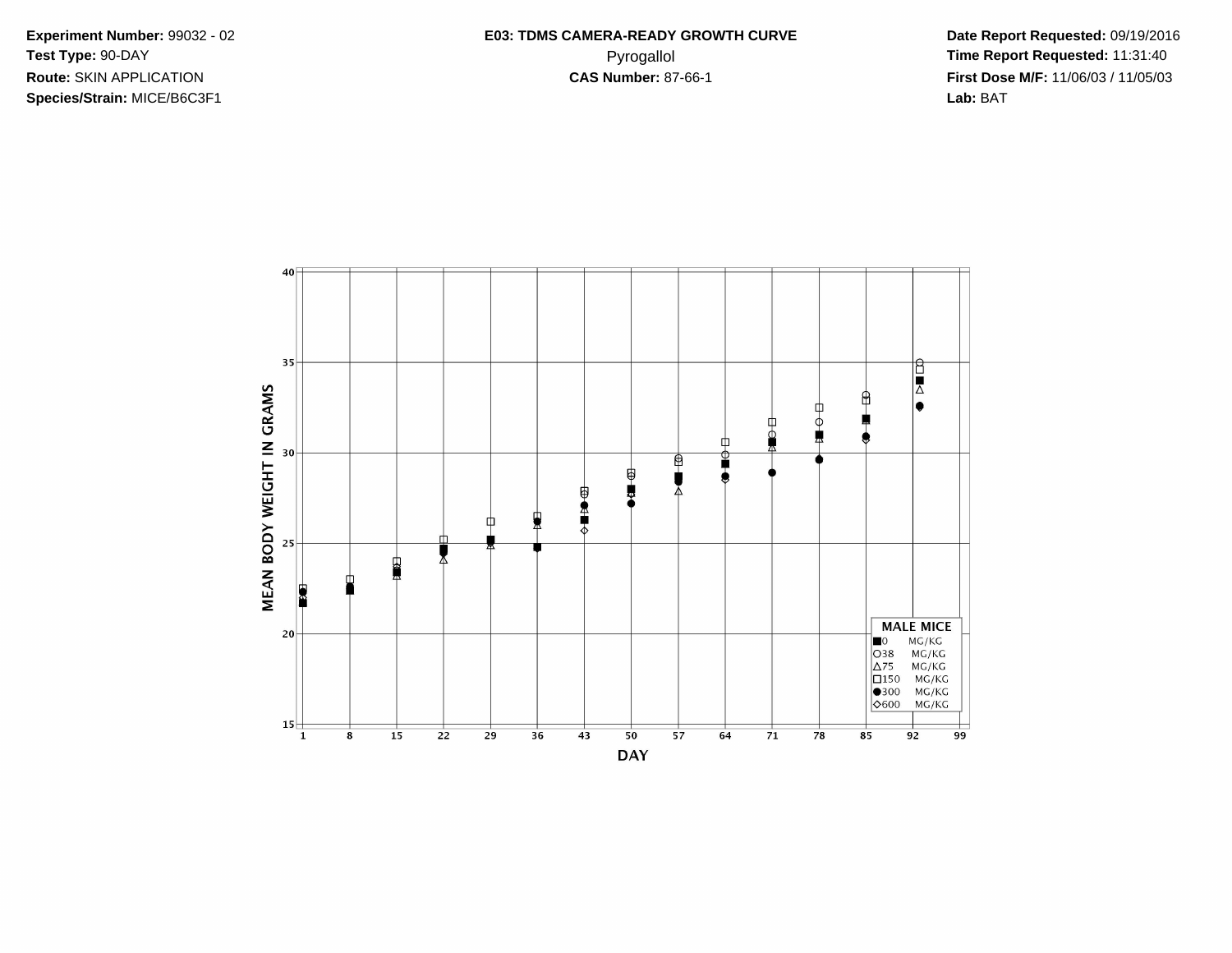**Experiment Number:** 99032 - 02
**Test Type:** 90-DAY
**Route:** SKIN APPLICATION
**Species/Strain:** MICE/B6C3F1

**E03: TDMS CAMERA-READY GROWTH CURVE**
Pyrogallol
**CAS Number:** 87-66-1

**Date Report Requested:** 09/19/2016
**Time Report Requested:** 11:31:40
**First Dose M/F:** 11/06/03 / 11/05/03
**Lab:** BAT

MEAN BODY WEIGHT IN GRAMS

DAY

MALE MICE
■0 MG/KG
○38 MG/KG
△75 MG/KG
□150 MG/KG
●300 MG/KG
◇600 MG/KG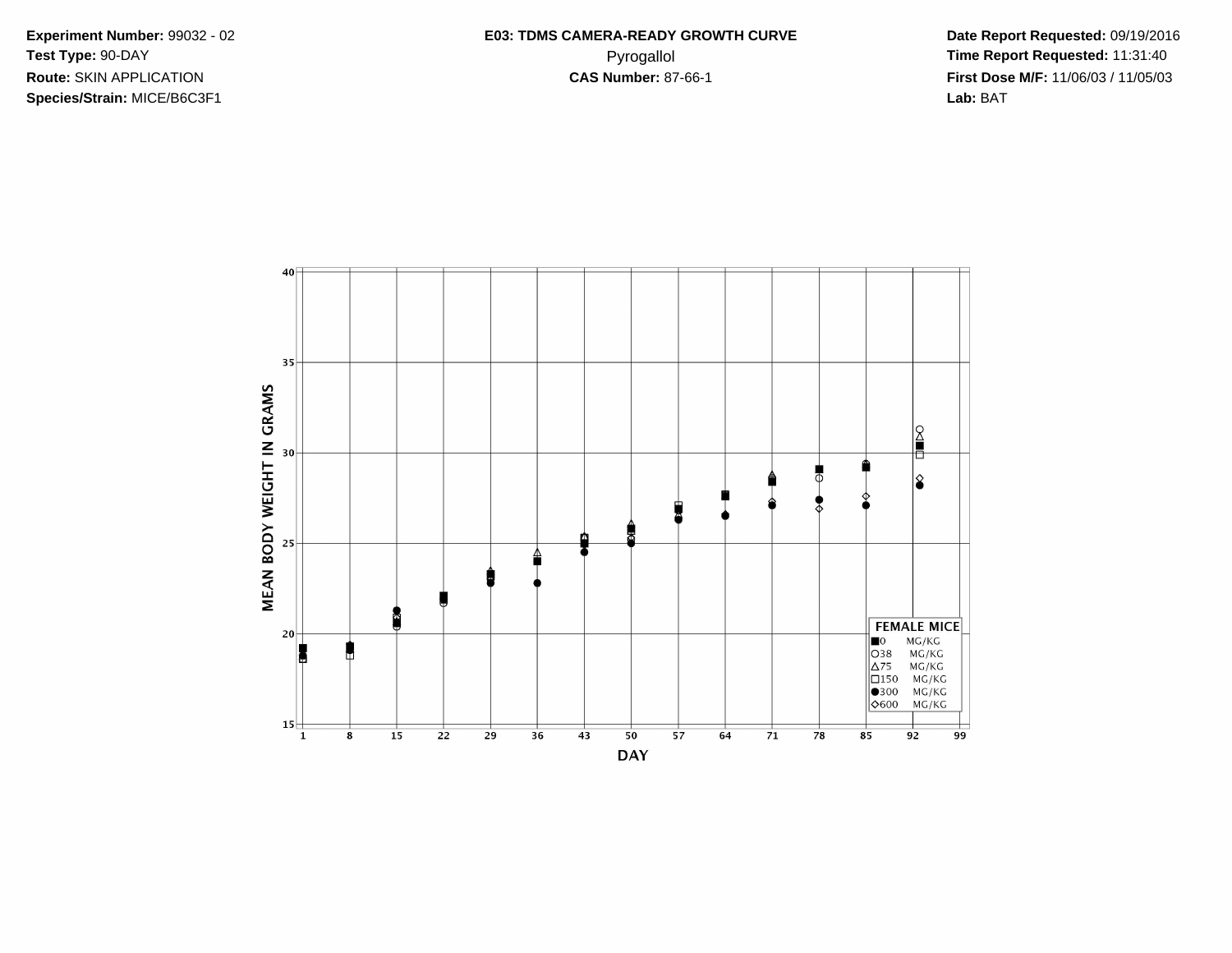**Experiment Number:** 99032 - 02
**Test Type:** 90-DAY
**Route:** SKIN APPLICATION
**Species/Strain:** MICE/B6C3F1

**E03: TDMS CAMERA-READY GROWTH CURVE**
Pyrogallol
**CAS Number:** 87-66-1

**Date Report Requested:** 09/19/2016
**Time Report Requested:** 11:31:40
**First Dose M/F:** 11/06/03 / 11/05/03
**Lab:** BAT

MEAN BODY WEIGHT IN GRAMS

40
35
30
25
20
15

DAY

1 8 15 22 29 36 43 50 57 64 71 78 85 92 99

FEMALE MICE
■0 MG/KG
○38 MG/KG
△75 MG/KG
□150 MG/KG
●300 MG/KG
◇600 MG/KG